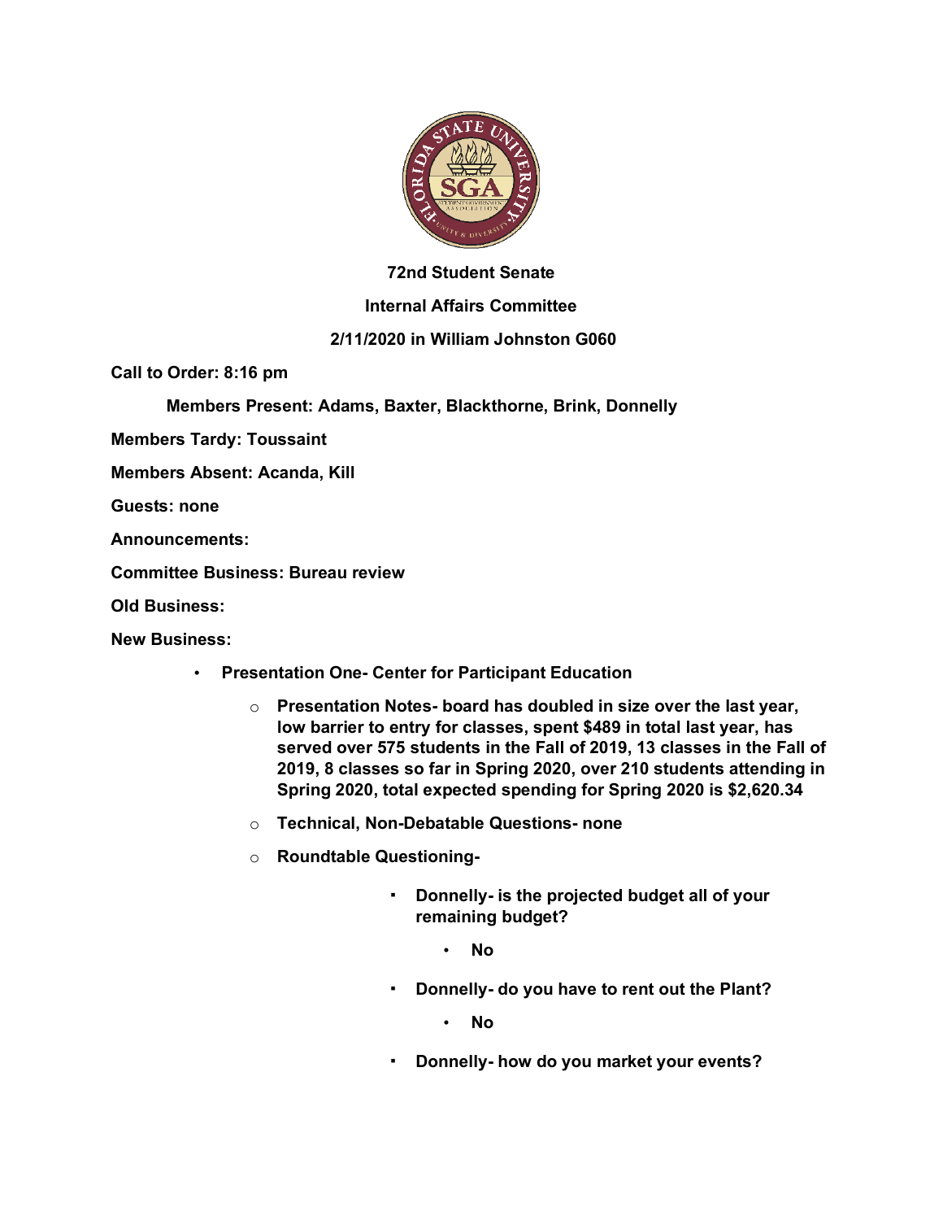**72nd Student Senate**

**Internal Affairs Committee**

**2/11/2020 in William Johnston G060**

**Call to Order: 8:16 pm**

**Members Present: Adams, Baxter, Blackthorne, Brink, Donnelly**

**Members Tardy: Toussaint**

**Members Absent: Acanda, Kill**

**Guests: none**

**Announcements:**

**Committee Business: Bureau review**

**Old Business:**

**New Business:**

- **Presentation One- Center for Participant Education**
  - **Presentation Notes- board has doubled in size over the last year, low barrier to entry for classes, spent $489 in total last year, has served over 575 students in the Fall of 2019, 13 classes in the Fall of 2019, 8 classes so far in Spring 2020, over 210 students attending in Spring 2020, total expected spending for Spring 2020 is $2,620.34**
  - **Technical, Non-Debatable Questions- none**
  - **Roundtable Questioning-**
    - **Donnelly- is the projected budget all of your remaining budget?**
      - **No**
    - **Donnelly- do you have to rent out the Plant?**
      - **No**
    - **Donnelly- how do you market your events?**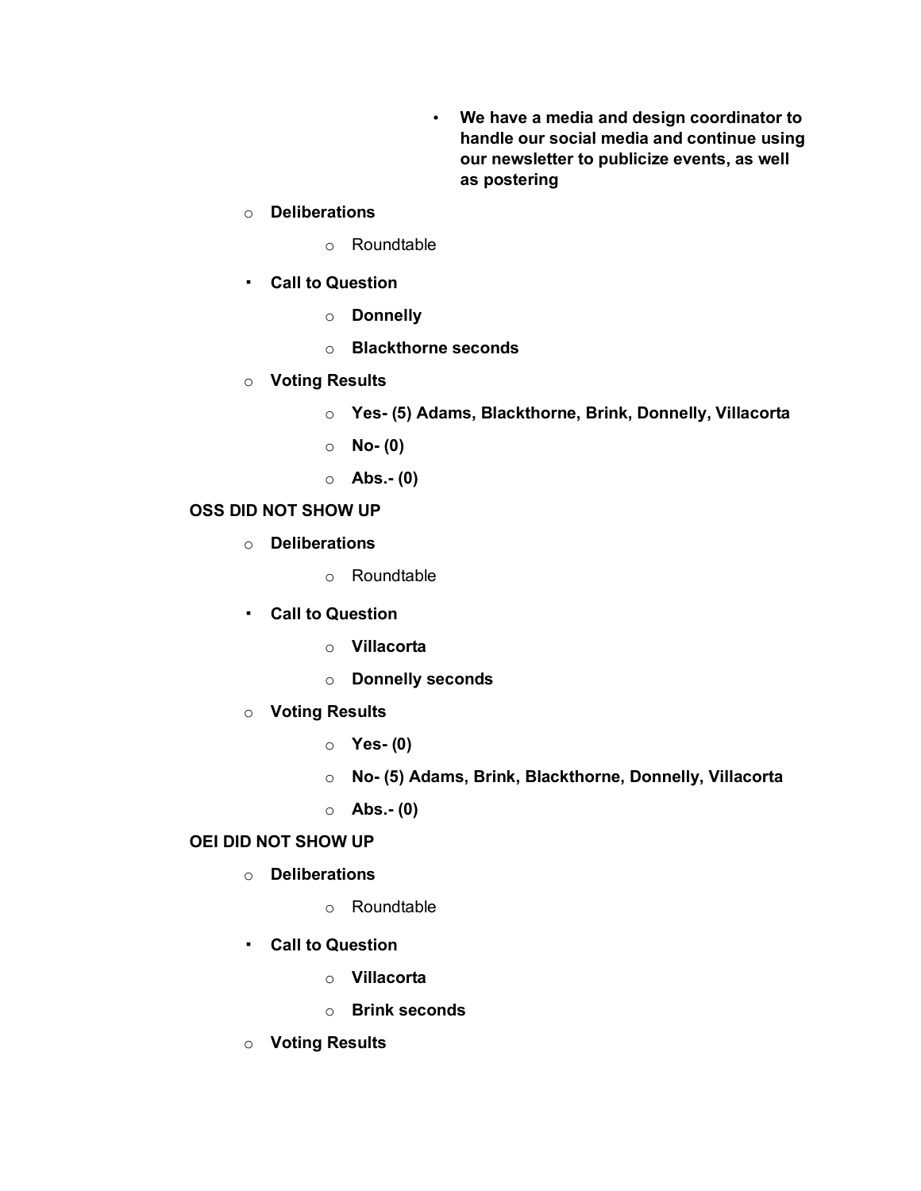- **We have a media and design coordinator to handle our social media and continue using our newsletter to publicize events, as well as postering**

- **Deliberations**
  - Roundtable
- **Call to Question**
  - **Donnelly**
  - **Blackthorne seconds**
- **Voting Results**
  - **Yes- (5) Adams, Blackthorne, Brink, Donnelly, Villacorta**
  - **No- (0)**
  - **Abs.- (0)**

**OSS DID NOT SHOW UP**

- **Deliberations**
  - Roundtable
- **Call to Question**
  - **Villacorta**
  - **Donnelly seconds**
- **Voting Results**
  - **Yes- (0)**
  - **No- (5) Adams, Brink, Blackthorne, Donnelly, Villacorta**
  - **Abs.- (0)**

**OEI DID NOT SHOW UP**

- **Deliberations**
  - Roundtable
- **Call to Question**
  - **Villacorta**
  - **Brink seconds**
- **Voting Results**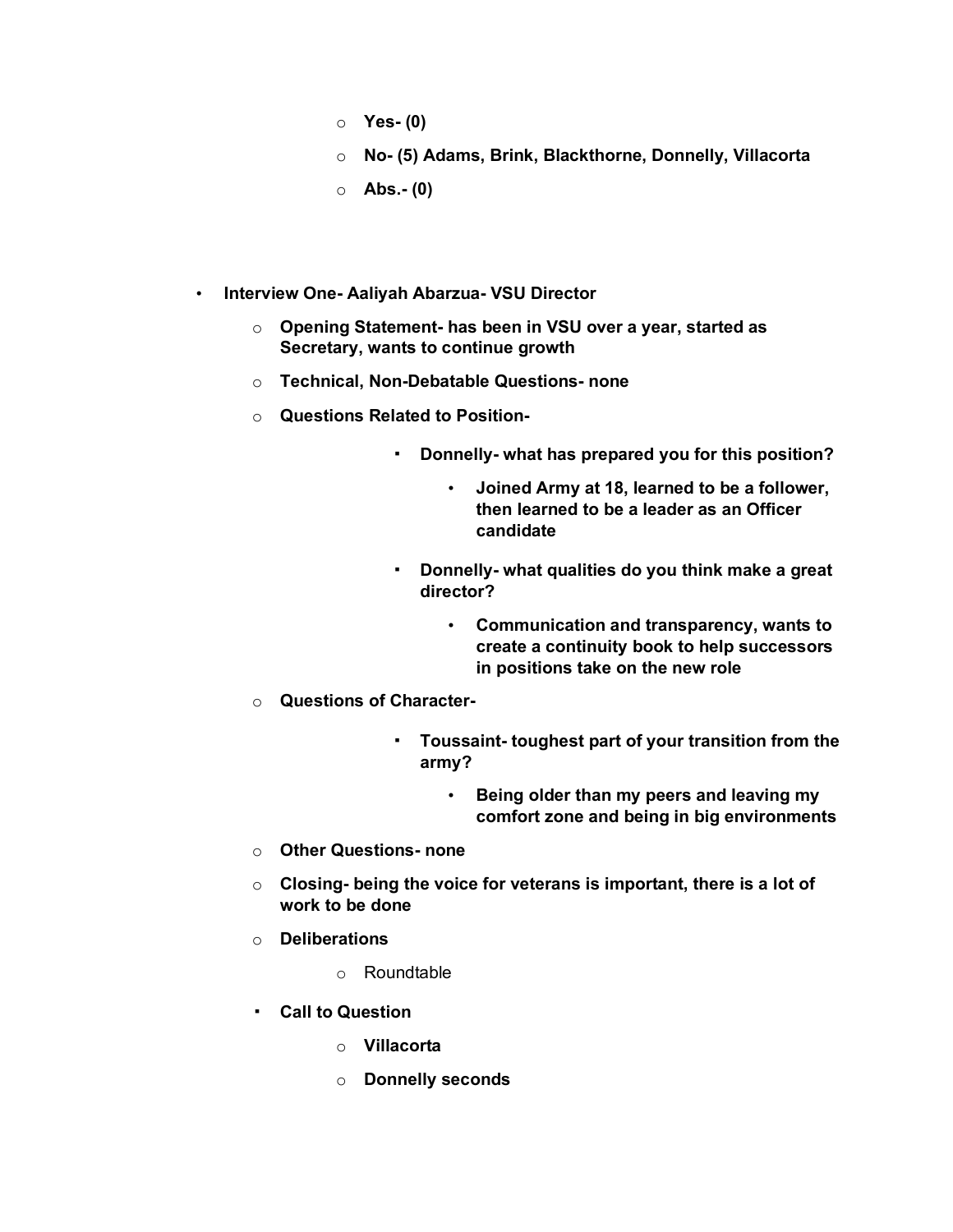- **Yes- (0)**
- **No- (5) Adams, Brink, Blackthorne, Donnelly, Villacorta**
- **Abs.- (0)**

- **Interview One- Aaliyah Abarzua- VSU Director**
  - **Opening Statement- has been in VSU over a year, started as Secretary, wants to continue growth**
  - **Technical, Non-Debatable Questions- none**
  - **Questions Related to Position-**
    - **Donnelly- what has prepared you for this position?**
      - **Joined Army at 18, learned to be a follower, then learned to be a leader as an Officer candidate**
    - **Donnelly- what qualities do you think make a great director?**
      - **Communication and transparency, wants to create a continuity book to help successors in positions take on the new role**
  - **Questions of Character-**
    - **Toussaint- toughest part of your transition from the army?**
      - **Being older than my peers and leaving my comfort zone and being in big environments**
  - **Other Questions- none**
  - **Closing- being the voice for veterans is important, there is a lot of work to be done**
  - **Deliberations**
    - Roundtable
  - **Call to Question**
    - **Villacorta**
    - **Donnelly seconds**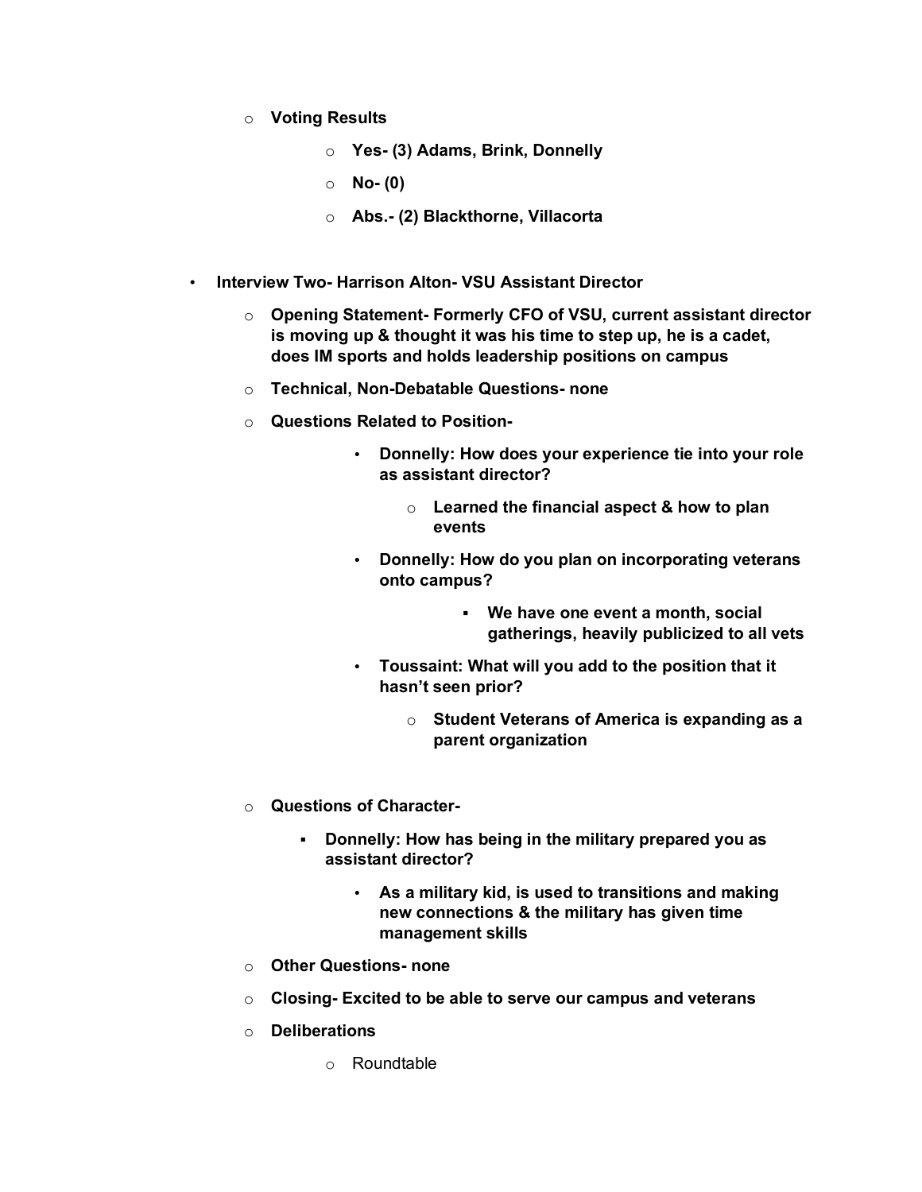- **Voting Results**
    - **Yes- (3) Adams, Brink, Donnelly**
    - **No- (0)**
    - **Abs.- (2) Blackthorne, Villacorta**

- **Interview Two- Harrison Alton- VSU Assistant Director**
    - **Opening Statement- Formerly CFO of VSU, current assistant director is moving up & thought it was his time to step up, he is a cadet, does IM sports and holds leadership positions on campus**
    - **Technical, Non-Debatable Questions- none**
    - **Questions Related to Position-**
        - **Donnelly: How does your experience tie into your role as assistant director?**
            - **Learned the financial aspect & how to plan events**
        - **Donnelly: How do you plan on incorporating veterans onto campus?**
            - **We have one event a month, social gatherings, heavily publicized to all vets**
        - **Toussaint: What will you add to the position that it hasn't seen prior?**
            - **Student Veterans of America is expanding as a parent organization**
    - **Questions of Character-**
        - **Donnelly: How has being in the military prepared you as assistant director?**
            - **As a military kid, is used to transitions and making new connections & the military has given time management skills**
    - **Other Questions- none**
    - **Closing- Excited to be able to serve our campus and veterans**
    - **Deliberations**
        - Roundtable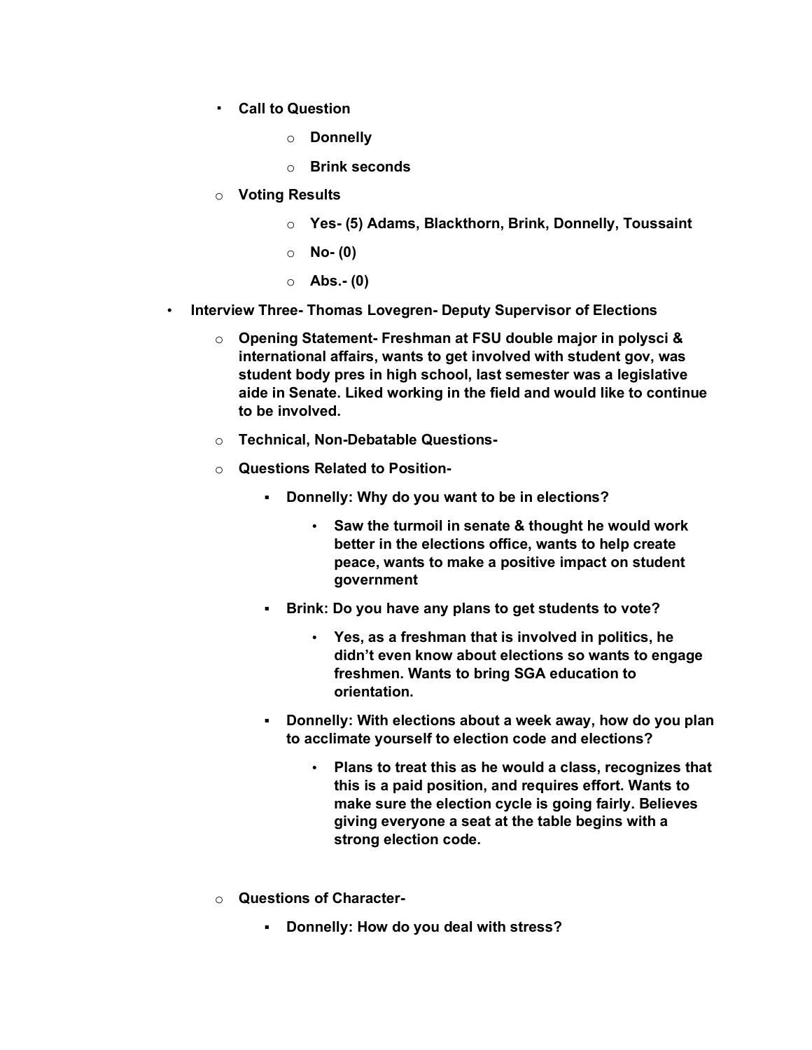- **Call to Question**
      - **Donnelly**
      - **Brink seconds**
  - **Voting Results**
    - **Yes- (5) Adams, Blackthorn, Brink, Donnelly, Toussaint**
    - **No- (0)**
    - **Abs.- (0)**

- **Interview Three- Thomas Lovegren- Deputy Supervisor of Elections**
  - **Opening Statement- Freshman at FSU double major in polysci & international affairs, wants to get involved with student gov, was student body pres in high school, last semester was a legislative aide in Senate. Liked working in the field and would like to continue to be involved.**
  - **Technical, Non-Debatable Questions-**
  - **Questions Related to Position-**
    - **Donnelly: Why do you want to be in elections?**
      - **Saw the turmoil in senate & thought he would work better in the elections office, wants to help create peace, wants to make a positive impact on student government**
    - **Brink: Do you have any plans to get students to vote?**
      - **Yes, as a freshman that is involved in politics, he didn't even know about elections so wants to engage freshmen. Wants to bring SGA education to orientation.**
    - **Donnelly: With elections about a week away, how do you plan to acclimate yourself to election code and elections?**
      - **Plans to treat this as he would a class, recognizes that this is a paid position, and requires effort. Wants to make sure the election cycle is going fairly. Believes giving everyone a seat at the table begins with a strong election code.**
  - **Questions of Character-**
    - **Donnelly: How do you deal with stress?**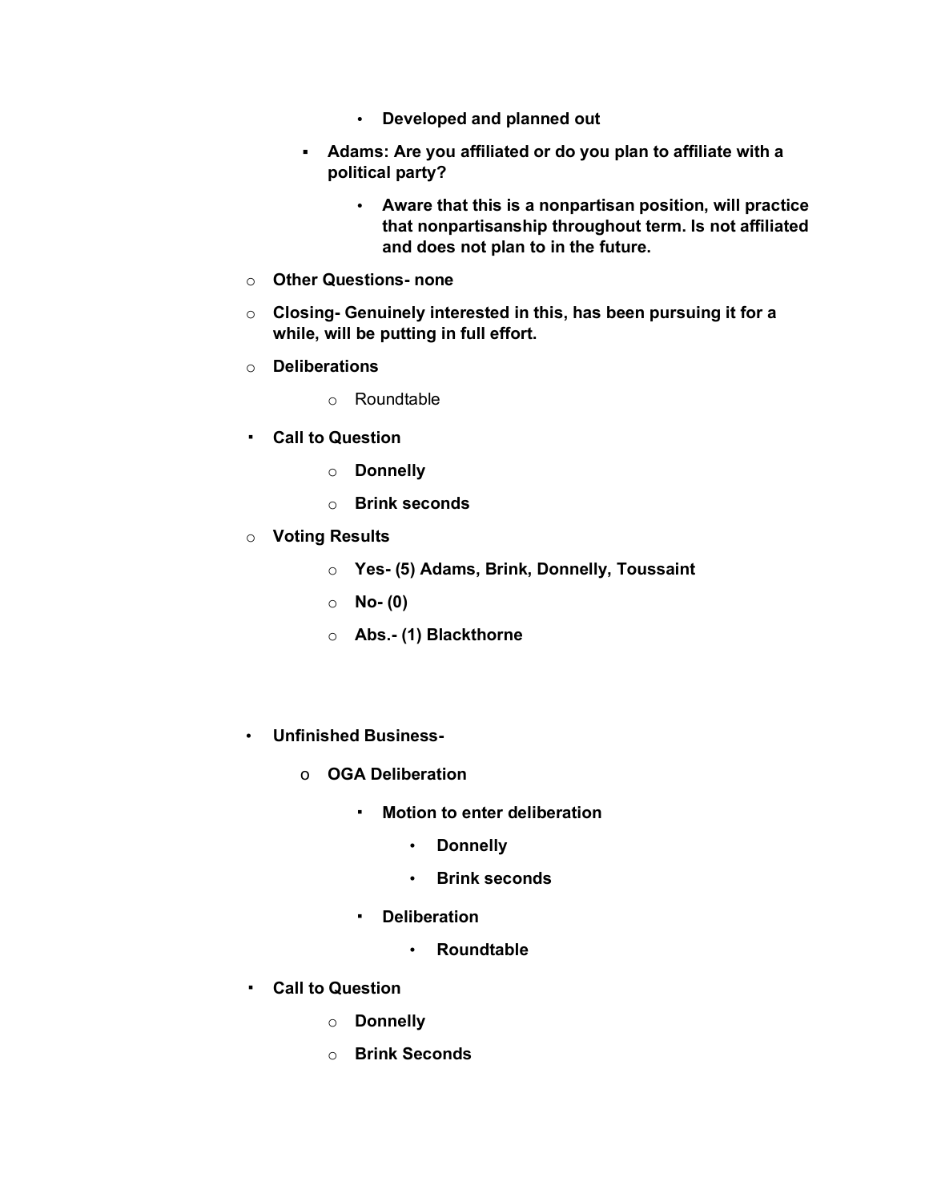- **Developed and planned out**
    - **Adams: Are you affiliated or do you plan to affiliate with a political party?**
        - **Aware that this is a nonpartisan position, will practice that nonpartisanship throughout term. Is not affiliated and does not plan to in the future.**
- **Other Questions- none**
- **Closing- Genuinely interested in this, has been pursuing it for a while, will be putting in full effort.**
- **Deliberations**
    - Roundtable
- **Call to Question**
    - **Donnelly**
    - **Brink seconds**
- **Voting Results**
    - **Yes- (5) Adams, Brink, Donnelly, Toussaint**
    - **No- (0)**
    - **Abs.- (1) Blackthorne**

- **Unfinished Business-**
    - **OGA Deliberation**
        - **Motion to enter deliberation**
            - **Donnelly**
            - **Brink seconds**
        - **Deliberation**
            - **Roundtable**
- **Call to Question**
    - **Donnelly**
    - **Brink Seconds**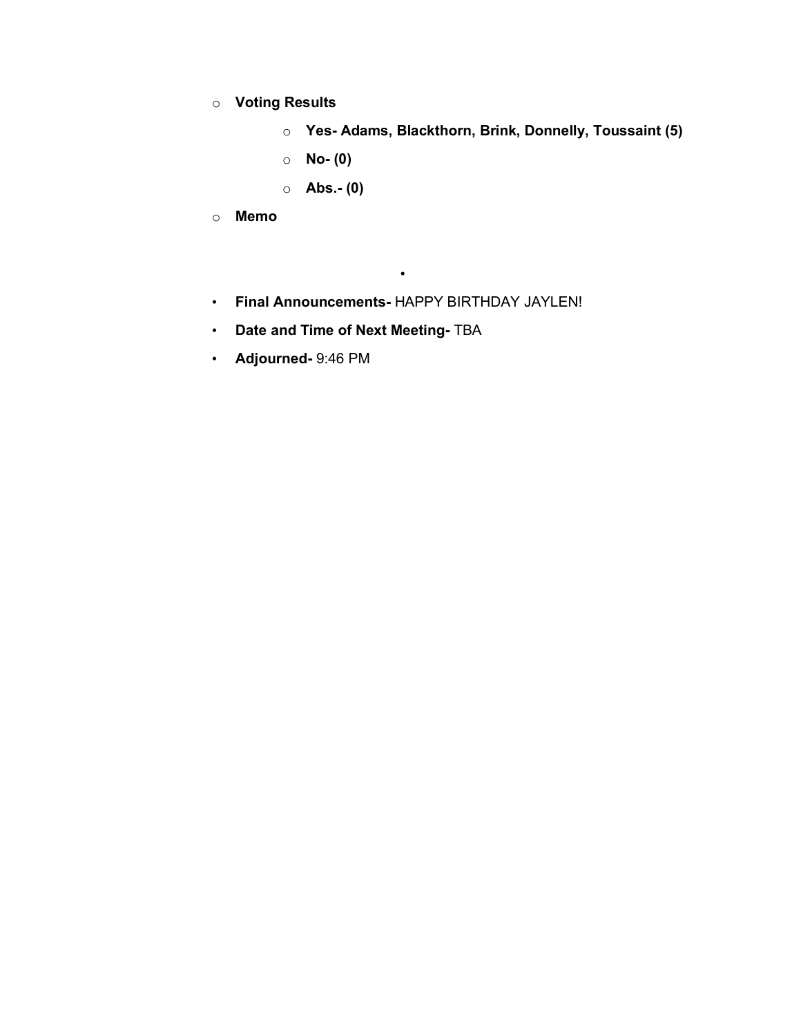- **Voting Results**
  - **Yes- Adams, Blackthorn, Brink, Donnelly, Toussaint (5)**
  - **No- (0)**
  - **Abs.- (0)**
- **Memo**

- **Final Announcements-** HAPPY BIRTHDAY JAYLEN!
- **Date and Time of Next Meeting-** TBA
- **Adjourned-** 9:46 PM